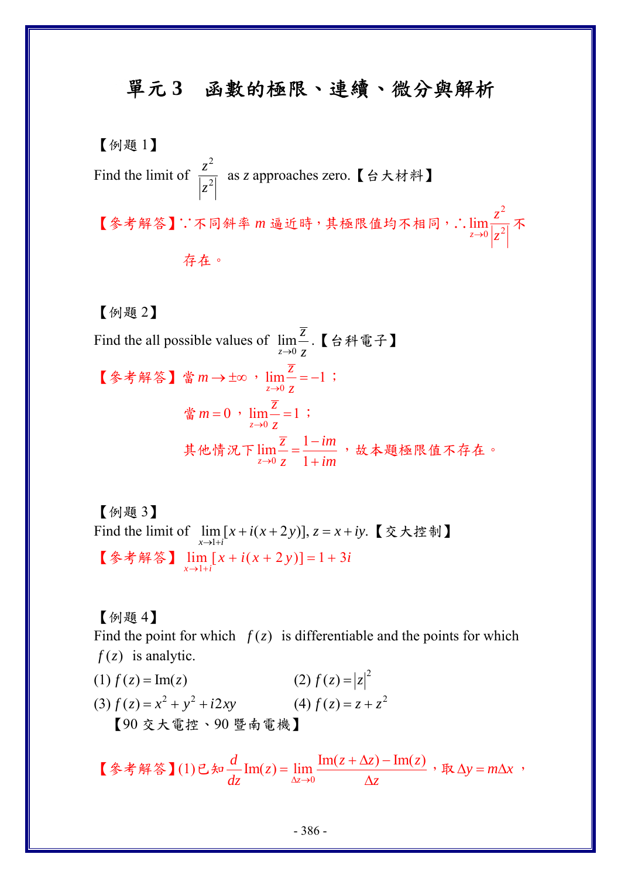# 單元 3　函數的極限、連續、微分與解析

【例題 1】

Find the limit of $\frac{z^2}{|z^2|}$ as $z$ approaches zero.【台大材料】

【參考解答】$\because$ 不同斜率 $m$ 逼近時，其極限值均不相同，$\therefore \lim_{z \to 0} \frac{z^2}{|z^2|}$ 不存在。

【例題 2】

Find the all possible values of $\lim_{z \to 0} \frac{\overline{z}}{z}$.【台科電子】

【參考解答】當 $m \to \pm\infty$，$\lim_{z \to 0} \frac{\overline{z}}{z} = -1$；

當 $m = 0$，$\lim_{z \to 0} \frac{\overline{z}}{z} = 1$；

其他情況下 $\lim_{z \to 0} \frac{\overline{z}}{z} = \frac{1 - im}{1 + im}$，故本題極限值不存在。

【例題 3】

Find the limit of $\lim_{x \to 1+i} [x + i(x + 2y)],\ z = x + iy$.【交大控制】

【參考解答】$\lim_{x \to 1+i} [x + i(x + 2y)] = 1 + 3i$

【例題 4】

Find the point for which $f(z)$ is differentiable and the points for which $f(z)$ is analytic.

(1) $f(z) = \text{Im}(z)$　　　　(2) $f(z) = |z|^2$

(3) $f(z) = x^2 + y^2 + i2xy$　　　　(4) $f(z) = z + z^2$

【90 交大電控、90 暨南電機】

【參考解答】(1) 已知 $\frac{d}{dz}\text{Im}(z) = \lim_{\Delta z \to 0} \frac{\text{Im}(z + \Delta z) - \text{Im}(z)}{\Delta z}$，取 $\Delta y = m\Delta x$，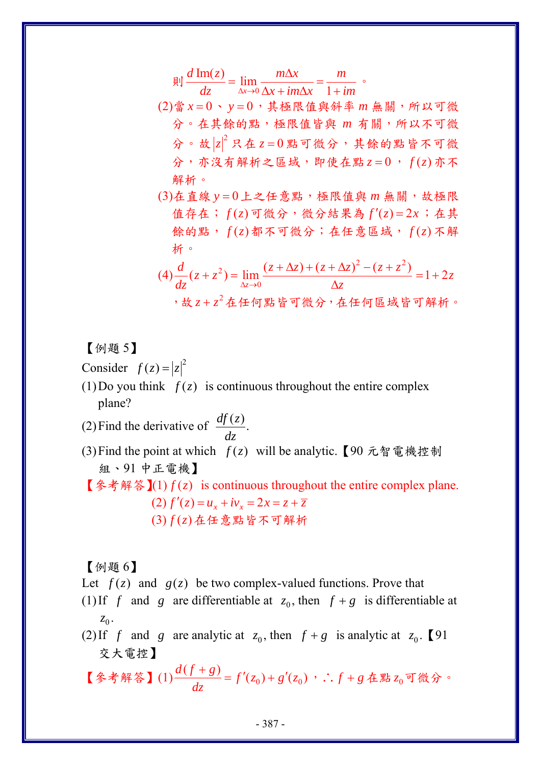則 $\dfrac{d\,\text{Im}(z)}{dz} = \lim\limits_{\Delta x \to 0} \dfrac{m\Delta x}{\Delta x + im\Delta x} = \dfrac{m}{1+im}$ 。

(2)當 $x=0$、$y=0$，其極限值與斜率 $m$ 無關，所以可微分。在其餘的點，極限值皆與 $m$ 有關，所以不可微分。故 $|z|^2$ 只在 $z=0$ 點可微分，其餘的點皆不可微分，亦沒有解析之區域，即使在點 $z=0$，$f(z)$ 亦不解析。

(3)在直線 $y=0$ 上之任意點，極限值與 $m$ 無關，故極限值存在；$f(z)$ 可微分，微分結果為 $f'(z)=2x$；在其餘的點，$f(z)$ 都不可微分；在任意區域，$f(z)$ 不解析。

(4) $\dfrac{d}{dz}(z+z^2) = \lim\limits_{\Delta z \to 0} \dfrac{(z+\Delta z)+(z+\Delta z)^2-(z+z^2)}{\Delta z} = 1+2z$

，故 $z+z^2$ 在任何點皆可微分，在任何區域皆可解析。

【例題 5】

Consider $f(z)=|z|^2$

(1) Do you think $f(z)$ is continuous throughout the entire complex plane?

(2) Find the derivative of $\dfrac{df(z)}{dz}$.

(3) Find the point at which $f(z)$ will be analytic.【90 元智電機控制組、91 中正電機】

【參考解答】(1) $f(z)$ is continuous throughout the entire complex plane.

(2) $f'(z)=u_x+iv_x=2x=z+\overline{z}$

(3) $f(z)$ 在任意點皆不可解析

【例題 6】

Let $f(z)$ and $g(z)$ be two complex-valued functions. Prove that

(1) If $f$ and $g$ are differentiable at $z_0$, then $f+g$ is differentiable at $z_0$.

(2) If $f$ and $g$ are analytic at $z_0$, then $f+g$ is analytic at $z_0$.【91 交大電控】

【參考解答】(1) $\dfrac{d(f+g)}{dz}=f'(z_0)+g'(z_0)$，$\therefore f+g$ 在點 $z_0$ 可微分。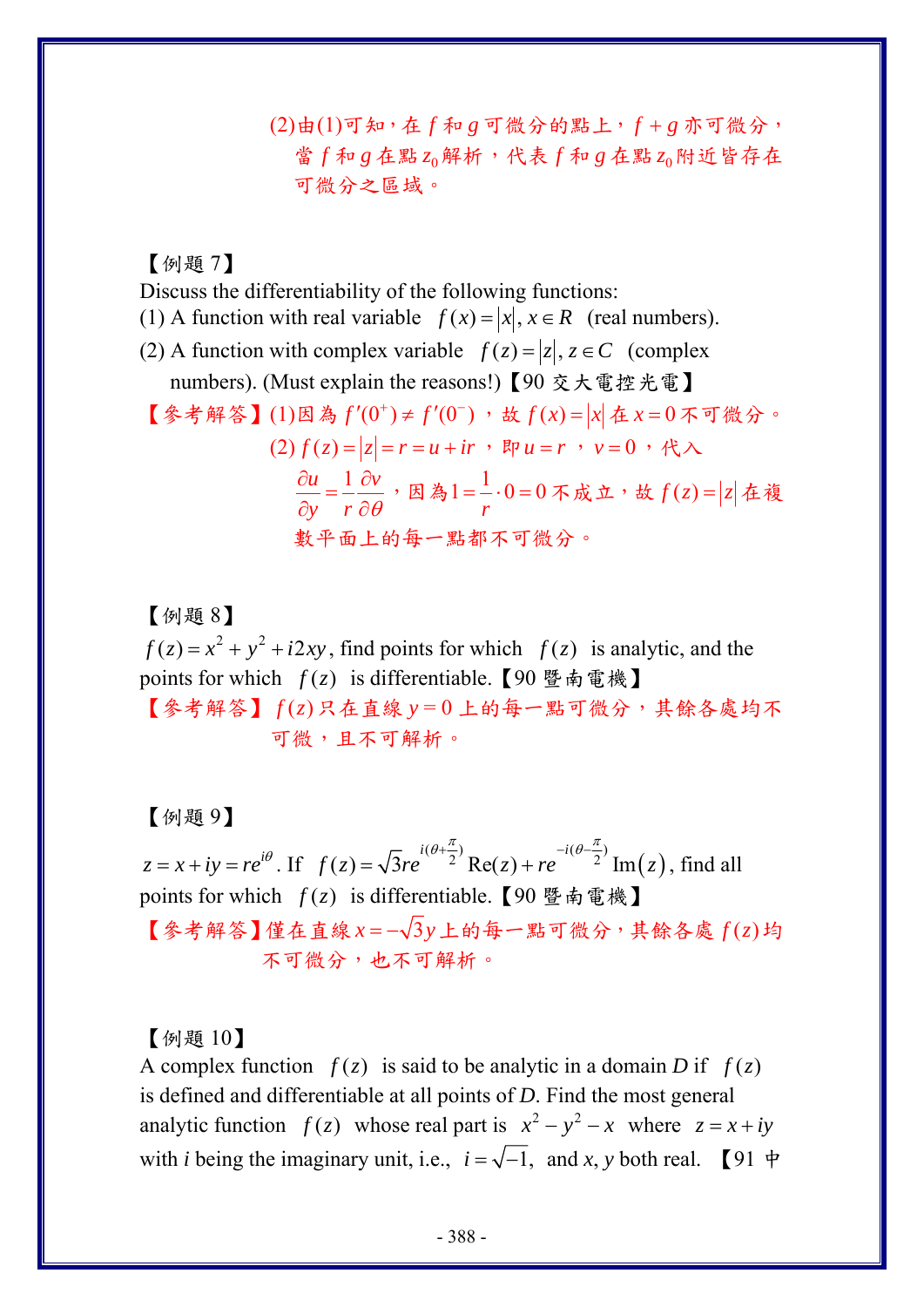(2)由(1)可知，在 $f$ 和 $g$ 可微分的點上，$f+g$ 亦可微分，當 $f$ 和 $g$ 在點 $z_0$ 解析，代表 $f$ 和 $g$ 在點 $z_0$ 附近皆存在可微分之區域。

【例題 7】

Discuss the differentiability of the following functions:

(1) A function with real variable $f(x)=|x|, x\in R$ (real numbers).

(2) A function with complex variable $f(z)=|z|, z\in C$ (complex numbers). (Must explain the reasons!)【90 交大電控光電】

【參考解答】(1)因為 $f'(0^+)\neq f'(0^-)$，故 $f(x)=|x|$ 在 $x=0$ 不可微分。

(2) $f(z)=|z|=r=u+ir$，即 $u=r$，$v=0$，代入 $\dfrac{\partial u}{\partial y}=\dfrac{1}{r}\dfrac{\partial v}{\partial \theta}$，因為 $1=\dfrac{1}{r}\cdot 0=0$ 不成立，故 $f(z)=|z|$ 在複數平面上的每一點都不可微分。

【例題 8】

$f(z)=x^2+y^2+i2xy$, find points for which $f(z)$ is analytic, and the points for which $f(z)$ is differentiable.【90 暨南電機】

【參考解答】$f(z)$ 只在直線 $y=0$ 上的每一點可微分，其餘各處均不可微，且不可解析。

【例題 9】

$z=x+iy=re^{i\theta}$. If $f(z)=\sqrt{3}re^{i(\theta+\frac{\pi}{2})}\operatorname{Re}(z)+re^{-i(\theta-\frac{\pi}{2})}\operatorname{Im}(z)$, find all points for which $f(z)$ is differentiable.【90 暨南電機】

【參考解答】僅在直線 $x=-\sqrt{3}y$ 上的每一點可微分，其餘各處 $f(z)$ 均不可微分，也不可解析。

【例題 10】

A complex function $f(z)$ is said to be analytic in a domain $D$ if $f(z)$ is defined and differentiable at all points of $D$. Find the most general analytic function $f(z)$ whose real part is $x^2-y^2-x$ where $z=x+iy$ with $i$ being the imaginary unit, i.e., $i=\sqrt{-1}$, and $x$, $y$ both real. 【91 中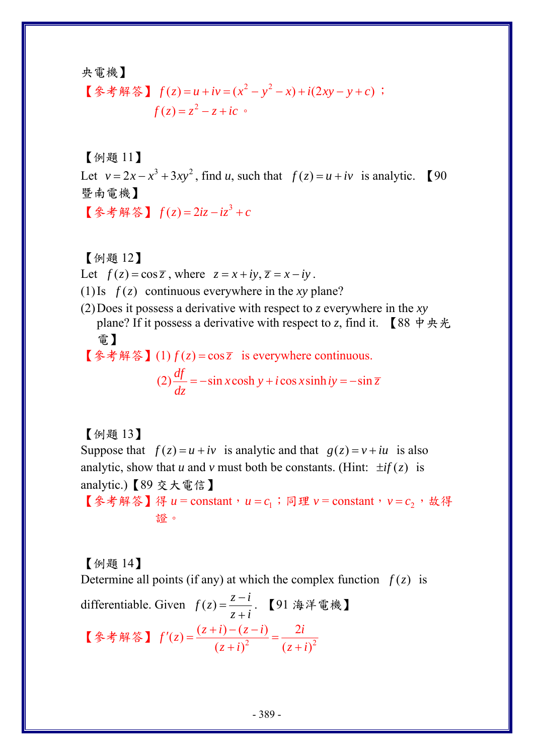央電機】

【參考解答】 $f(z)=u+iv=(x^2-y^2-x)+i(2xy-y+c)$；

$f(z)=z^2-z+ic$。

【例題 11】

Let $v=2x-x^3+3xy^2$, find $u$, such that $f(z)=u+iv$ is analytic. 【90 暨南電機】

【參考解答】 $f(z)=2iz-iz^3+c$

【例題 12】

Let $f(z)=\cos\overline{z}$, where $z=x+iy, \overline{z}=x-iy$.

(1) Is $f(z)$ continuous everywhere in the $xy$ plane?

(2) Does it possess a derivative with respect to $z$ everywhere in the $xy$ plane? If it possess a derivative with respect to $z$, find it. 【88 中央光電】

【參考解答】(1) $f(z)=\cos\overline{z}$ is everywhere continuous.

$$(2)\ \frac{df}{dz}=-\sin x\cosh y+i\cos x\sinh iy=-\sin\overline{z}$$

【例題 13】

Suppose that $f(z)=u+iv$ is analytic and that $g(z)=v+iu$ is also analytic, show that $u$ and $v$ must both be constants. (Hint: $\pm if(z)$ is analytic.)【89 交大電信】

【參考解答】得 $u=\text{constant}$，$u=c_1$；同理 $v=\text{constant}$，$v=c_2$，故得證。

【例題 14】

Determine all points (if any) at which the complex function $f(z)$ is differentiable. Given $f(z)=\dfrac{z-i}{z+i}$. 【91 海洋電機】

【參考解答】 $f'(z)=\dfrac{(z+i)-(z-i)}{(z+i)^2}=\dfrac{2i}{(z+i)^2}$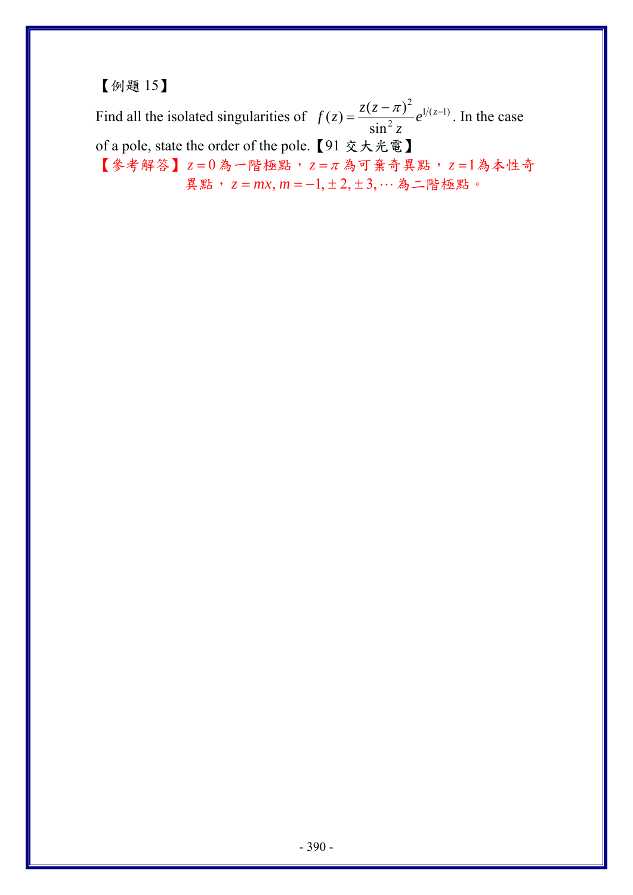【例題 15】

Find all the isolated singularities of $f(z)=\dfrac{z(z-\pi)^2}{\sin^2 z}e^{1/(z-1)}$. In the case of a pole, state the order of the pole.【91 交大光電】

【參考解答】$z=0$ 為一階極點，$z=\pi$ 為可棄奇異點，$z=1$ 為本性奇異點，$z=mx, m=-1,\pm 2,\pm 3,\cdots$ 為二階極點。